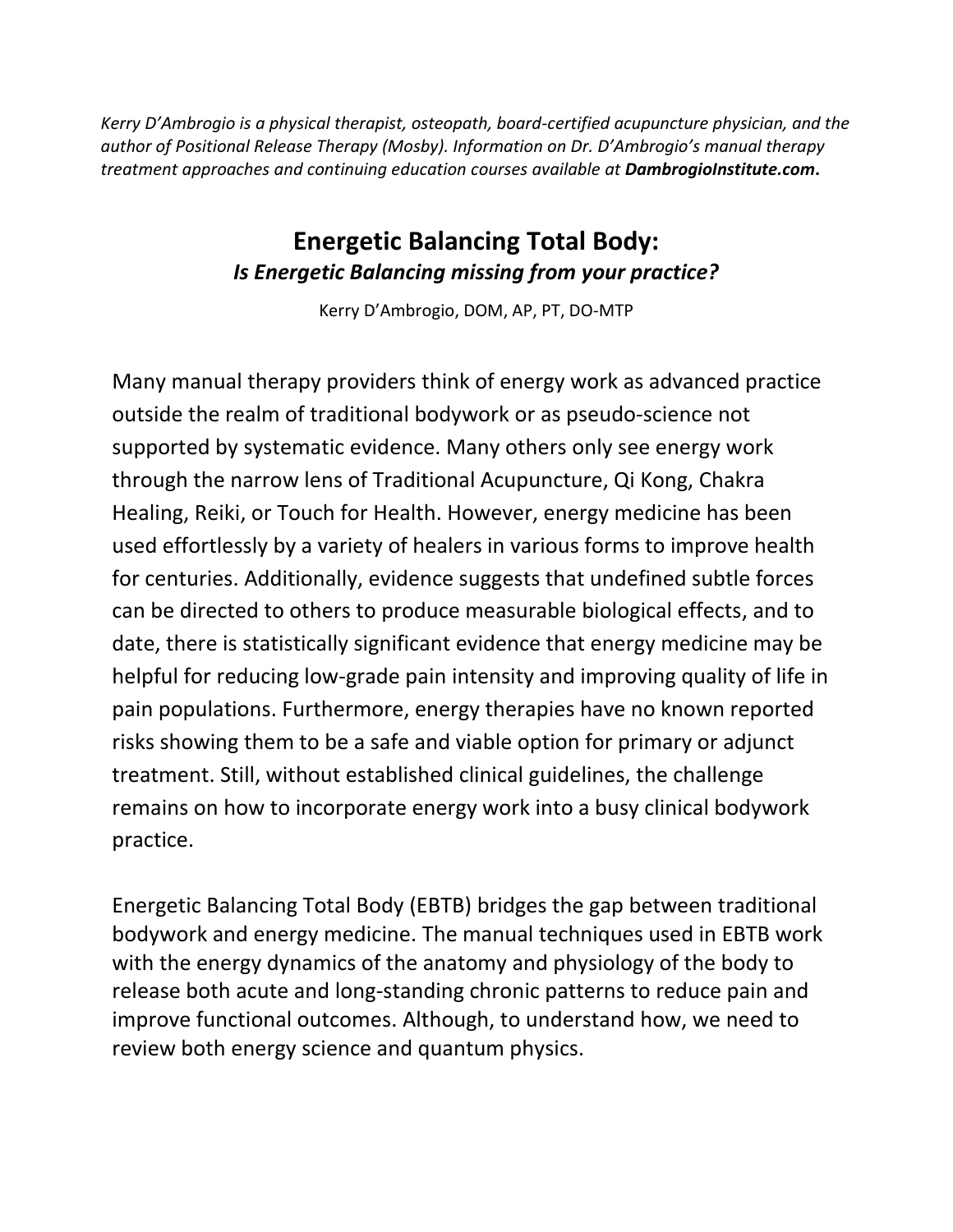*Kerry D'Ambrogio is a physical therapist, osteopath, board-certified acupuncture physician, and the author of Positional Release Therapy (Mosby). Information on Dr. D'Ambrogio's manual therapy treatment approaches and continuing education courses available at* ***DambrogioInstitute.com*****.**

# Energetic Balancing Total Body:

***Is Energetic Balancing missing from your practice?***

Kerry D'Ambrogio, DOM, AP, PT, DO-MTP

Many manual therapy providers think of energy work as advanced practice outside the realm of traditional bodywork or as pseudo-science not supported by systematic evidence. Many others only see energy work through the narrow lens of Traditional Acupuncture, Qi Kong, Chakra Healing, Reiki, or Touch for Health. However, energy medicine has been used effortlessly by a variety of healers in various forms to improve health for centuries. Additionally, evidence suggests that undefined subtle forces can be directed to others to produce measurable biological effects, and to date, there is statistically significant evidence that energy medicine may be helpful for reducing low-grade pain intensity and improving quality of life in pain populations. Furthermore, energy therapies have no known reported risks showing them to be a safe and viable option for primary or adjunct treatment. Still, without established clinical guidelines, the challenge remains on how to incorporate energy work into a busy clinical bodywork practice.

Energetic Balancing Total Body (EBTB) bridges the gap between traditional bodywork and energy medicine. The manual techniques used in EBTB work with the energy dynamics of the anatomy and physiology of the body to release both acute and long-standing chronic patterns to reduce pain and improve functional outcomes. Although, to understand how, we need to review both energy science and quantum physics.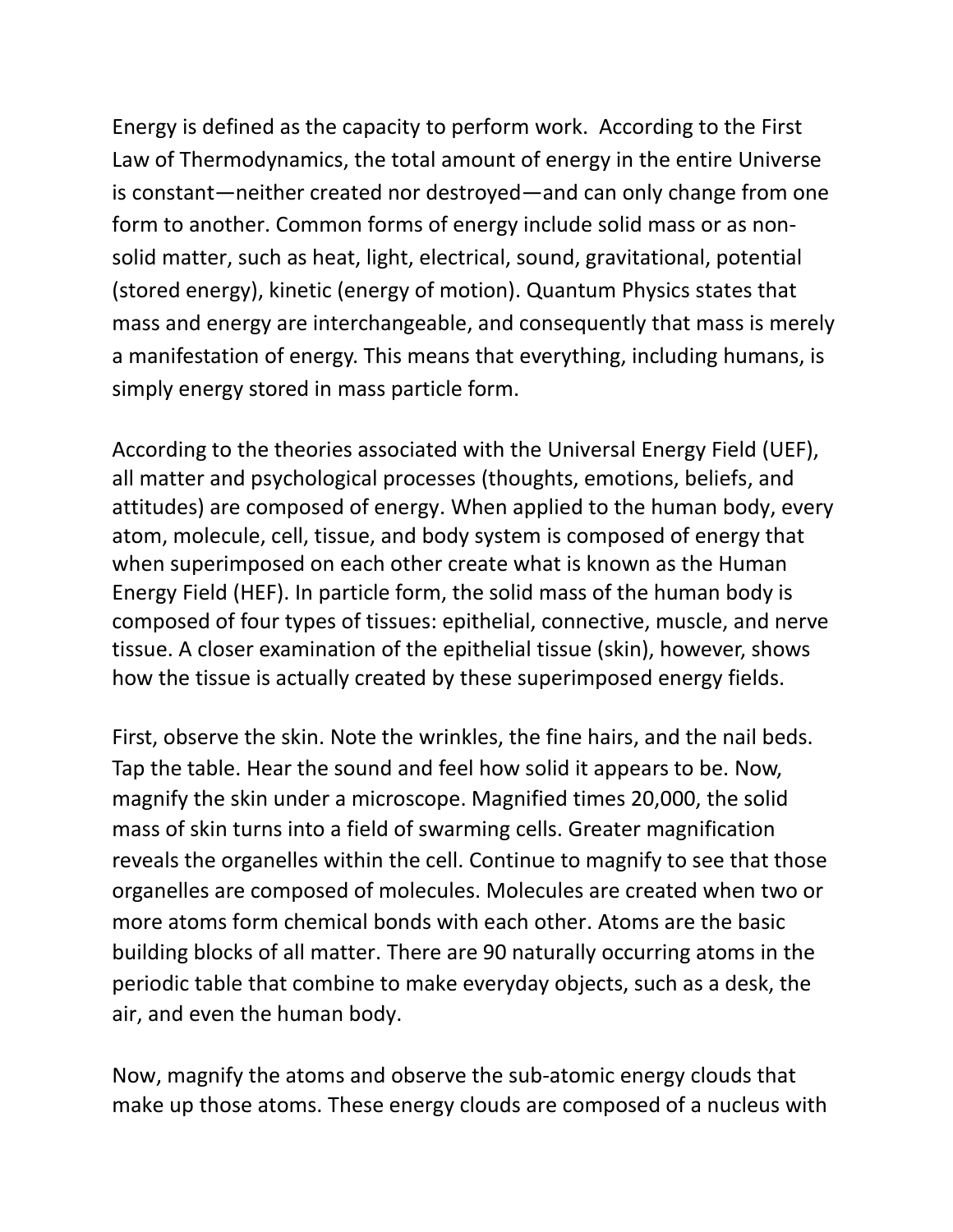Energy is defined as the capacity to perform work. According to the First Law of Thermodynamics, the total amount of energy in the entire Universe is constant—neither created nor destroyed—and can only change from one form to another. Common forms of energy include solid mass or as non-solid matter, such as heat, light, electrical, sound, gravitational, potential (stored energy), kinetic (energy of motion). Quantum Physics states that mass and energy are interchangeable, and consequently that mass is merely a manifestation of energy. This means that everything, including humans, is simply energy stored in mass particle form.

According to the theories associated with the Universal Energy Field (UEF), all matter and psychological processes (thoughts, emotions, beliefs, and attitudes) are composed of energy. When applied to the human body, every atom, molecule, cell, tissue, and body system is composed of energy that when superimposed on each other create what is known as the Human Energy Field (HEF). In particle form, the solid mass of the human body is composed of four types of tissues: epithelial, connective, muscle, and nerve tissue. A closer examination of the epithelial tissue (skin), however, shows how the tissue is actually created by these superimposed energy fields.

First, observe the skin. Note the wrinkles, the fine hairs, and the nail beds. Tap the table. Hear the sound and feel how solid it appears to be. Now, magnify the skin under a microscope. Magnified times 20,000, the solid mass of skin turns into a field of swarming cells. Greater magnification reveals the organelles within the cell. Continue to magnify to see that those organelles are composed of molecules. Molecules are created when two or more atoms form chemical bonds with each other. Atoms are the basic building blocks of all matter. There are 90 naturally occurring atoms in the periodic table that combine to make everyday objects, such as a desk, the air, and even the human body.

Now, magnify the atoms and observe the sub-atomic energy clouds that make up those atoms. These energy clouds are composed of a nucleus with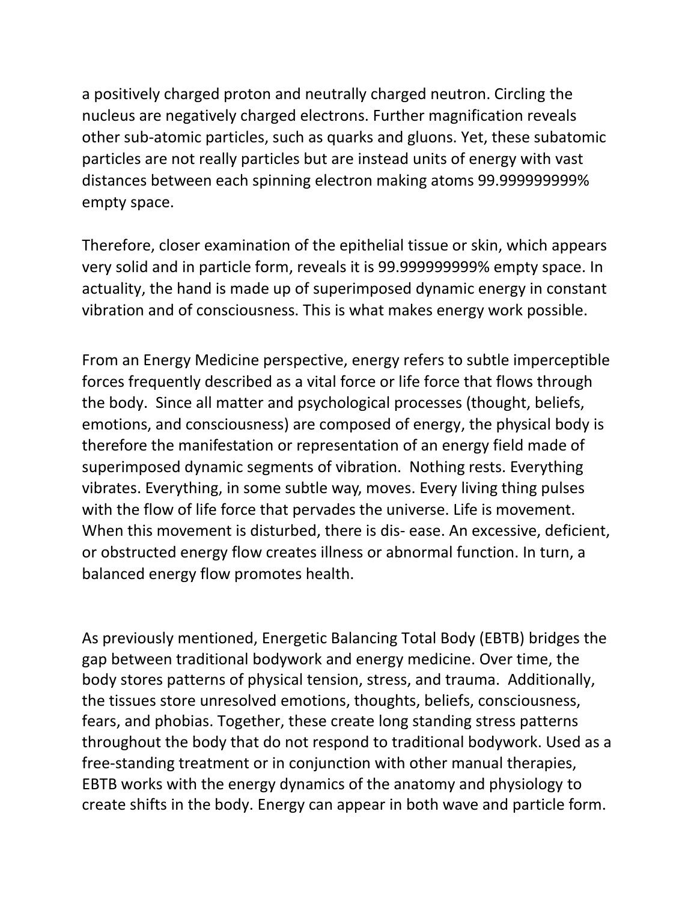a positively charged proton and neutrally charged neutron. Circling the nucleus are negatively charged electrons. Further magnification reveals other sub-atomic particles, such as quarks and gluons. Yet, these subatomic particles are not really particles but are instead units of energy with vast distances between each spinning electron making atoms 99.999999999% empty space.

Therefore, closer examination of the epithelial tissue or skin, which appears very solid and in particle form, reveals it is 99.999999999% empty space. In actuality, the hand is made up of superimposed dynamic energy in constant vibration and of consciousness. This is what makes energy work possible.

From an Energy Medicine perspective, energy refers to subtle imperceptible forces frequently described as a vital force or life force that flows through the body. Since all matter and psychological processes (thought, beliefs, emotions, and consciousness) are composed of energy, the physical body is therefore the manifestation or representation of an energy field made of superimposed dynamic segments of vibration. Nothing rests. Everything vibrates. Everything, in some subtle way, moves. Every living thing pulses with the flow of life force that pervades the universe. Life is movement. When this movement is disturbed, there is dis- ease. An excessive, deficient, or obstructed energy flow creates illness or abnormal function. In turn, a balanced energy flow promotes health.

As previously mentioned, Energetic Balancing Total Body (EBTB) bridges the gap between traditional bodywork and energy medicine. Over time, the body stores patterns of physical tension, stress, and trauma. Additionally, the tissues store unresolved emotions, thoughts, beliefs, consciousness, fears, and phobias. Together, these create long standing stress patterns throughout the body that do not respond to traditional bodywork. Used as a free-standing treatment or in conjunction with other manual therapies, EBTB works with the energy dynamics of the anatomy and physiology to create shifts in the body. Energy can appear in both wave and particle form.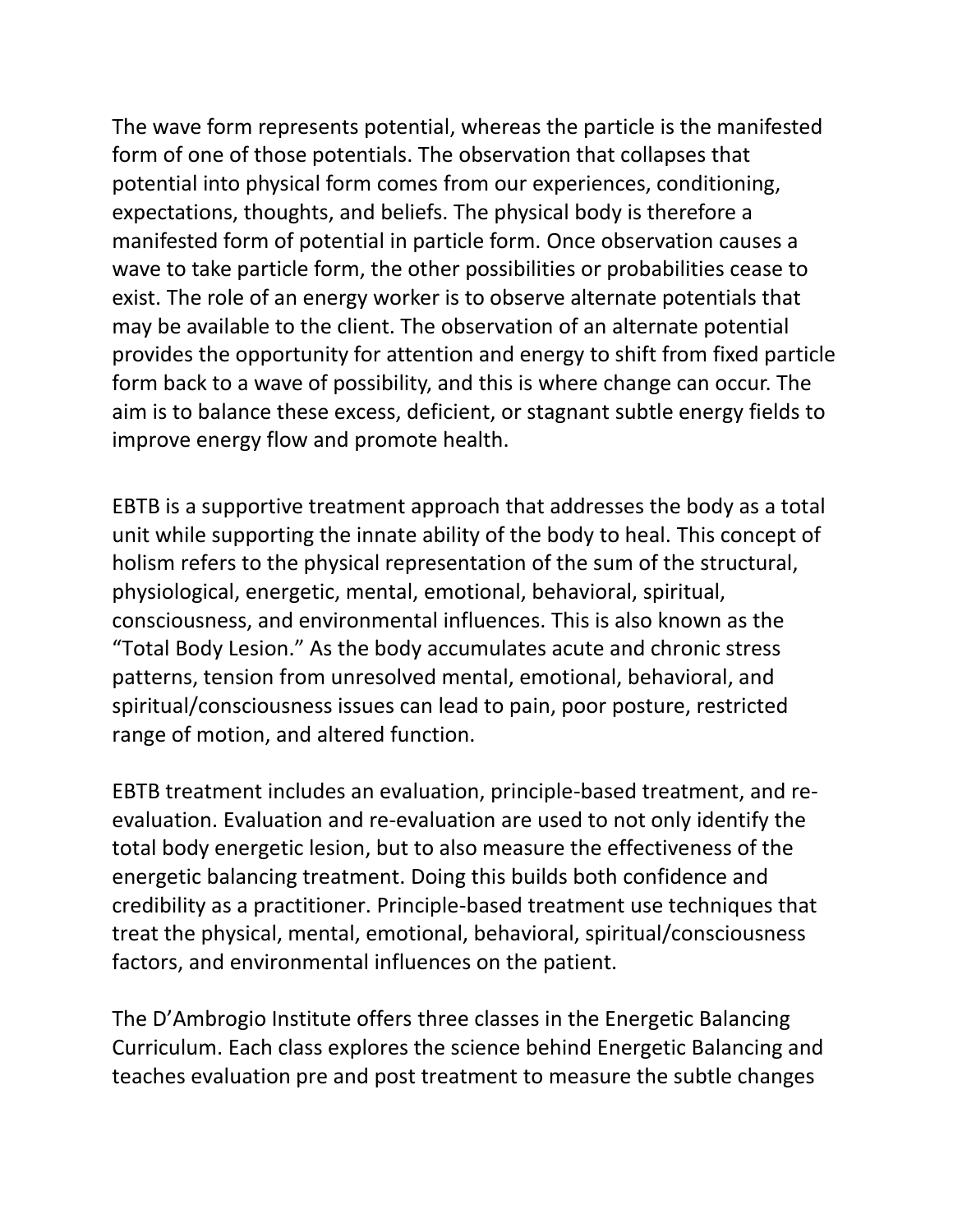The wave form represents potential, whereas the particle is the manifested form of one of those potentials. The observation that collapses that potential into physical form comes from our experiences, conditioning, expectations, thoughts, and beliefs. The physical body is therefore a manifested form of potential in particle form. Once observation causes a wave to take particle form, the other possibilities or probabilities cease to exist. The role of an energy worker is to observe alternate potentials that may be available to the client. The observation of an alternate potential provides the opportunity for attention and energy to shift from fixed particle form back to a wave of possibility, and this is where change can occur. The aim is to balance these excess, deficient, or stagnant subtle energy fields to improve energy flow and promote health.

EBTB is a supportive treatment approach that addresses the body as a total unit while supporting the innate ability of the body to heal. This concept of holism refers to the physical representation of the sum of the structural, physiological, energetic, mental, emotional, behavioral, spiritual, consciousness, and environmental influences. This is also known as the "Total Body Lesion." As the body accumulates acute and chronic stress patterns, tension from unresolved mental, emotional, behavioral, and spiritual/consciousness issues can lead to pain, poor posture, restricted range of motion, and altered function.

EBTB treatment includes an evaluation, principle-based treatment, and re-evaluation. Evaluation and re-evaluation are used to not only identify the total body energetic lesion, but to also measure the effectiveness of the energetic balancing treatment. Doing this builds both confidence and credibility as a practitioner. Principle-based treatment use techniques that treat the physical, mental, emotional, behavioral, spiritual/consciousness factors, and environmental influences on the patient.

The D'Ambrogio Institute offers three classes in the Energetic Balancing Curriculum. Each class explores the science behind Energetic Balancing and teaches evaluation pre and post treatment to measure the subtle changes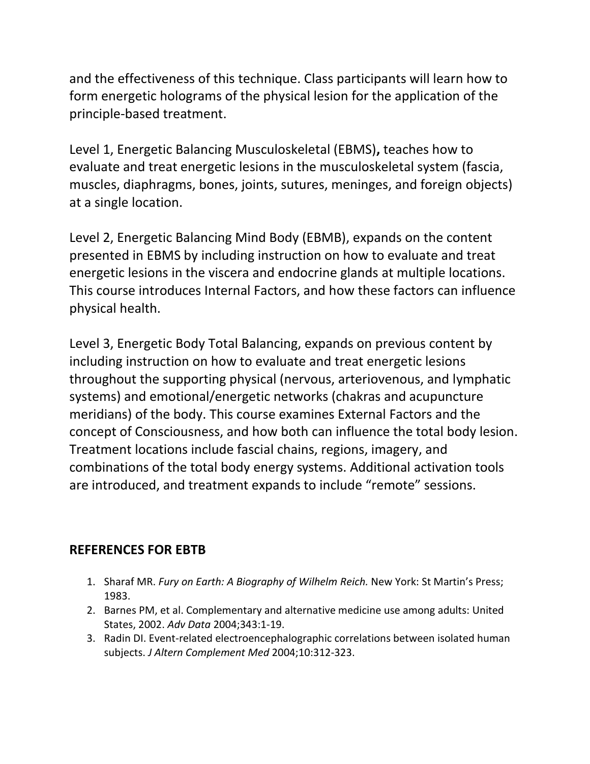and the effectiveness of this technique. Class participants will learn how to form energetic holograms of the physical lesion for the application of the principle-based treatment.

Level 1, Energetic Balancing Musculoskeletal (EBMS)**,** teaches how to evaluate and treat energetic lesions in the musculoskeletal system (fascia, muscles, diaphragms, bones, joints, sutures, meninges, and foreign objects) at a single location.

Level 2, Energetic Balancing Mind Body (EBMB), expands on the content presented in EBMS by including instruction on how to evaluate and treat energetic lesions in the viscera and endocrine glands at multiple locations. This course introduces Internal Factors, and how these factors can influence physical health.

Level 3, Energetic Body Total Balancing, expands on previous content by including instruction on how to evaluate and treat energetic lesions throughout the supporting physical (nervous, arteriovenous, and lymphatic systems) and emotional/energetic networks (chakras and acupuncture meridians) of the body. This course examines External Factors and the concept of Consciousness, and how both can influence the total body lesion. Treatment locations include fascial chains, regions, imagery, and combinations of the total body energy systems. Additional activation tools are introduced, and treatment expands to include "remote" sessions.

## REFERENCES FOR EBTB

1. Sharaf MR. *Fury on Earth: A Biography of Wilhelm Reich.* New York: St Martin's Press; 1983.
2. Barnes PM, et al. Complementary and alternative medicine use among adults: United States, 2002. *Adv Data* 2004;343:1-19.
3. Radin DI. Event-related electroencephalographic correlations between isolated human subjects. *J Altern Complement Med* 2004;10:312-323.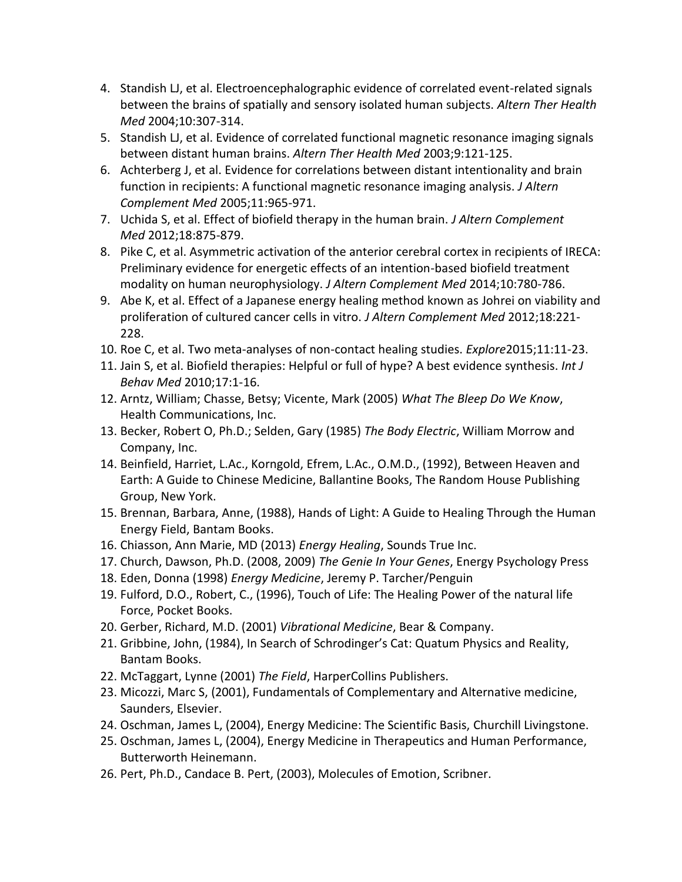4. Standish LJ, et al. Electroencephalographic evidence of correlated event-related signals between the brains of spatially and sensory isolated human subjects. *Altern Ther Health Med* 2004;10:307-314.
5. Standish LJ, et al. Evidence of correlated functional magnetic resonance imaging signals between distant human brains. *Altern Ther Health Med* 2003;9:121-125.
6. Achterberg J, et al. Evidence for correlations between distant intentionality and brain function in recipients: A functional magnetic resonance imaging analysis. *J Altern Complement Med* 2005;11:965-971.
7. Uchida S, et al. Effect of biofield therapy in the human brain. *J Altern Complement Med* 2012;18:875-879.
8. Pike C, et al. Asymmetric activation of the anterior cerebral cortex in recipients of IRECA: Preliminary evidence for energetic effects of an intention-based biofield treatment modality on human neurophysiology. *J Altern Complement Med* 2014;10:780-786.
9. Abe K, et al. Effect of a Japanese energy healing method known as Johrei on viability and proliferation of cultured cancer cells in vitro. *J Altern Complement Med* 2012;18:221-228.
10. Roe C, et al. Two meta-analyses of non-contact healing studies. *Explore*2015;11:11-23.
11. Jain S, et al. Biofield therapies: Helpful or full of hype? A best evidence synthesis. *Int J Behav Med* 2010;17:1-16.
12. Arntz, William; Chasse, Betsy; Vicente, Mark (2005) *What The Bleep Do We Know*, Health Communications, Inc.
13. Becker, Robert O, Ph.D.; Selden, Gary (1985) *The Body Electric*, William Morrow and Company, Inc.
14. Beinfield, Harriet, L.Ac., Korngold, Efrem, L.Ac., O.M.D., (1992), Between Heaven and Earth: A Guide to Chinese Medicine, Ballantine Books, The Random House Publishing Group, New York.
15. Brennan, Barbara, Anne, (1988), Hands of Light: A Guide to Healing Through the Human Energy Field, Bantam Books.
16. Chiasson, Ann Marie, MD (2013) *Energy Healing*, Sounds True Inc.
17. Church, Dawson, Ph.D. (2008, 2009) *The Genie In Your Genes*, Energy Psychology Press
18. Eden, Donna (1998) *Energy Medicine*, Jeremy P. Tarcher/Penguin
19. Fulford, D.O., Robert, C., (1996), Touch of Life: The Healing Power of the natural life Force, Pocket Books.
20. Gerber, Richard, M.D. (2001) *Vibrational Medicine*, Bear & Company.
21. Gribbine, John, (1984), In Search of Schrodinger's Cat: Quatum Physics and Reality, Bantam Books.
22. McTaggart, Lynne (2001) *The Field*, HarperCollins Publishers.
23. Micozzi, Marc S, (2001), Fundamentals of Complementary and Alternative medicine, Saunders, Elsevier.
24. Oschman, James L, (2004), Energy Medicine: The Scientific Basis, Churchill Livingstone.
25. Oschman, James L, (2004), Energy Medicine in Therapeutics and Human Performance, Butterworth Heinemann.
26. Pert, Ph.D., Candace B. Pert, (2003), Molecules of Emotion, Scribner.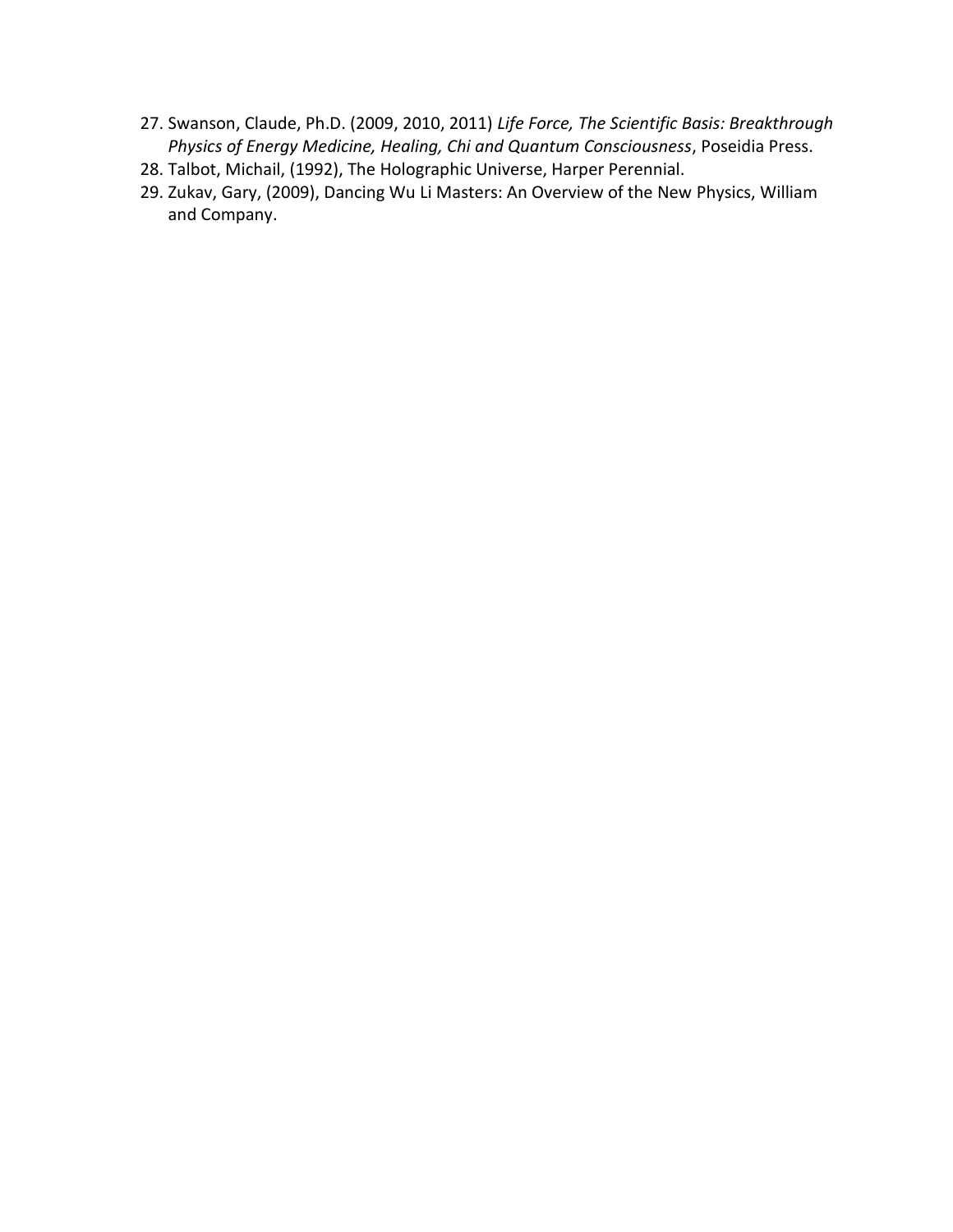27. Swanson, Claude, Ph.D. (2009, 2010, 2011) *Life Force, The Scientific Basis: Breakthrough Physics of Energy Medicine, Healing, Chi and Quantum Consciousness*, Poseidia Press.
28. Talbot, Michail, (1992), The Holographic Universe, Harper Perennial.
29. Zukav, Gary, (2009), Dancing Wu Li Masters: An Overview of the New Physics, William and Company.